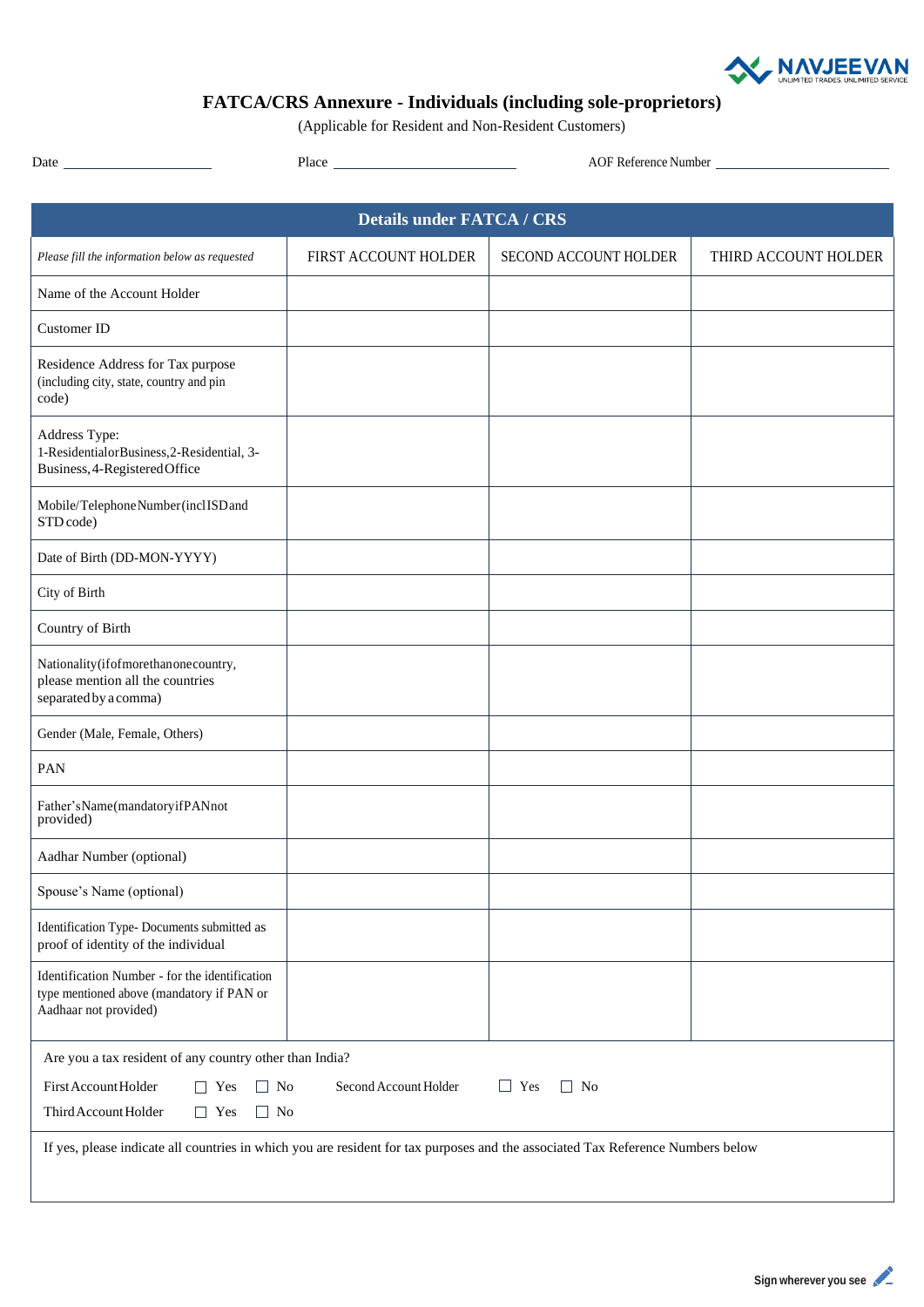NAVJEEVAN
UNLIMITED TRADES. UNLIMITED SERVICE

# FATCA/CRS Annexure - Individuals (including sole-proprietors)

(Applicable for Resident and Non-Resident Customers)

Date ____________________ Place ________________________ AOF Reference Number ________________________

| Details under FATCA / CRS | | | |
|---|---|---|---|
| *Please fill the information below as requested* | FIRST ACCOUNT HOLDER | SECOND ACCOUNT HOLDER | THIRD ACCOUNT HOLDER |
| Name of the Account Holder | | | |
| Customer ID | | | |
| Residence Address for Tax purpose (including city, state, country and pin code) | | | |
| Address Type: 1-Residential or Business, 2-Residential, 3-Business, 4-Registered Office | | | |
| Mobile/Telephone Number (incl ISD and STD code) | | | |
| Date of Birth (DD-MON-YYYY) | | | |
| City of Birth | | | |
| Country of Birth | | | |
| Nationality (if of more than one country, please mention all the countries separated by a comma) | | | |
| Gender (Male, Female, Others) | | | |
| PAN | | | |
| Father's Name (mandatory if PAN not provided) | | | |
| Aadhar Number (optional) | | | |
| Spouse's Name (optional) | | | |
| Identification Type- Documents submitted as proof of identity of the individual | | | |
| Identification Number - for the identification type mentioned above (mandatory if PAN or Aadhaar not provided) | | | |

Are you a tax resident of any country other than India?

First Account Holder ☐ Yes ☐ No Second Account Holder ☐ Yes ☐ No

Third Account Holder ☐ Yes ☐ No

If yes, please indicate all countries in which you are resident for tax purposes and the associated Tax Reference Numbers below

Sign wherever you see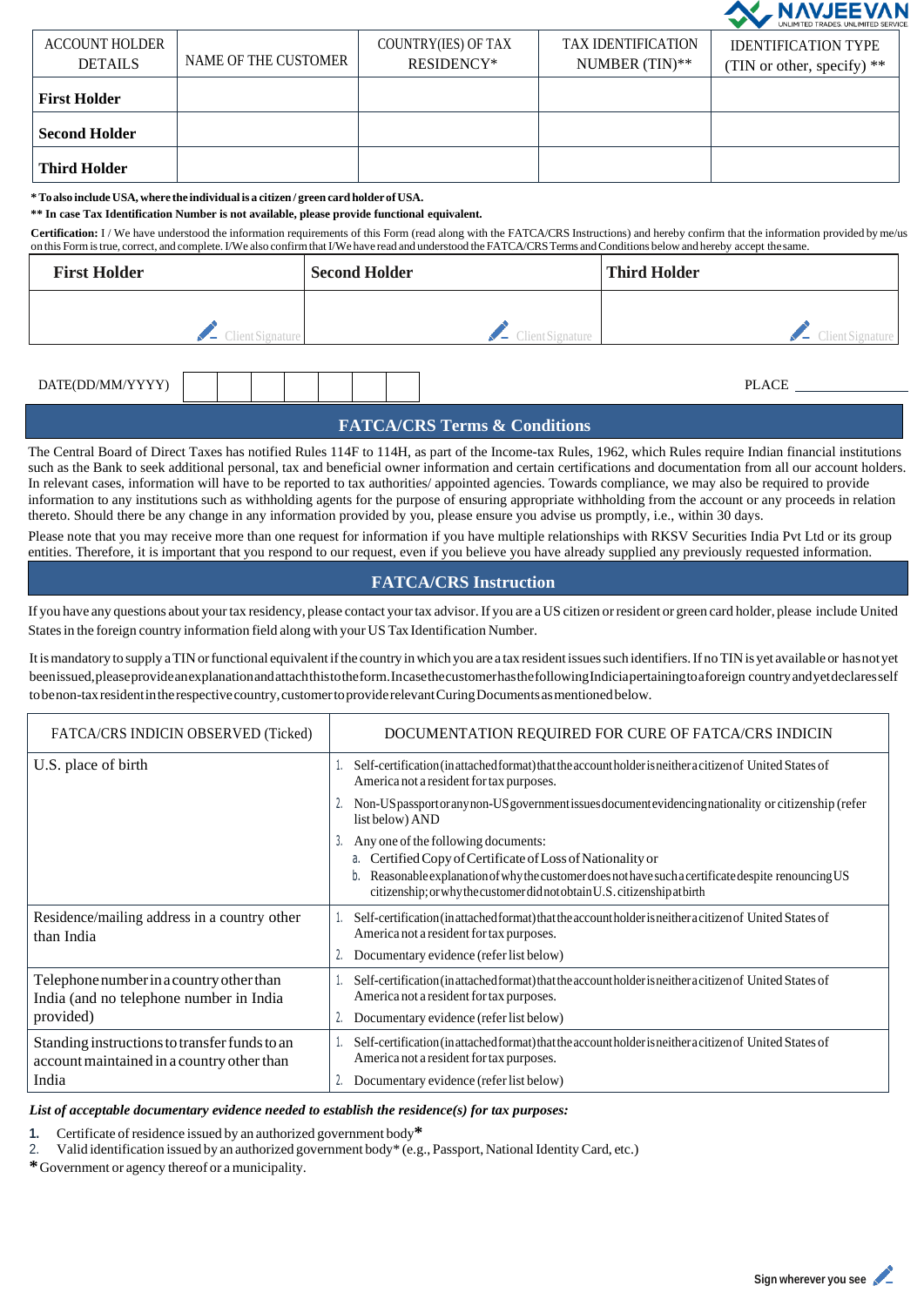NAVJEEVAN
UNLIMITED TRADES. UNLIMITED SERVICE

| ACCOUNT HOLDER DETAILS | NAME OF THE CUSTOMER | COUNTRY(IES) OF TAX RESIDENCY* | TAX IDENTIFICATION NUMBER (TIN)** | IDENTIFICATION TYPE (TIN or other, specify) ** |
|---|---|---|---|---|
| **First Holder** | | | | |
| **Second Holder** | | | | |
| **Third Holder** | | | | |

**\* To also include USA, where the individual is a citizen / green card holder of USA.**
**\*\* In case Tax Identification Number is not available, please provide functional equivalent.**

**Certification:** I / We have understood the information requirements of this Form (read along with the FATCA/CRS Instructions) and hereby confirm that the information provided by me/us on this Form is true, correct, and complete. I/We also confirm that I/We have read and understood the FATCA/CRS Terms and Conditions below and hereby accept the same.

| First Holder | Second Holder | Third Holder |
|---|---|---|
| Client Signature | Client Signature | Client Signature |

DATE(DD/MM/YYYY) | | | | | | | | |  PLACE ________________

## FATCA/CRS Terms & Conditions

The Central Board of Direct Taxes has notified Rules 114F to 114H, as part of the Income-tax Rules, 1962, which Rules require Indian financial institutions such as the Bank to seek additional personal, tax and beneficial owner information and certain certifications and documentation from all our account holders. In relevant cases, information will have to be reported to tax authorities/ appointed agencies. Towards compliance, we may also be required to provide information to any institutions such as withholding agents for the purpose of ensuring appropriate withholding from the account or any proceeds in relation thereto. Should there be any change in any information provided by you, please ensure you advise us promptly, i.e., within 30 days.

Please note that you may receive more than one request for information if you have multiple relationships with RKSV Securities India Pvt Ltd or its group entities. Therefore, it is important that you respond to our request, even if you believe you have already supplied any previously requested information.

## FATCA/CRS Instruction

If you have any questions about your tax residency, please contact your tax advisor. If you are a US citizen or resident or green card holder, please include United States in the foreign country information field along with your US Tax Identification Number.

It is mandatory to supply a TIN or functional equivalent if the country in which you are a tax resident issues such identifiers. If no TIN is yet available or has not yet been issued, please provide an explanation and attach this to the form. In case the customer has the following Indicia pertaining to a foreign country and yet declares self to be non-tax resident in the respective country, customer to provide relevant Curing Documents as mentioned below.

| FATCA/CRS INDICIN OBSERVED (Ticked) | DOCUMENTATION REQUIRED FOR CURE OF FATCA/CRS INDICIN |
|---|---|
| U.S. place of birth | 1. Self-certification (in attached format) that the account holder is neither a citizen of United States of America not a resident for tax purposes.<br>2. Non-US passport or any non-US government issues document evidencing nationality or citizenship (refer list below) AND<br>3. Any one of the following documents:<br>a. Certified Copy of Certificate of Loss of Nationality or<br>b. Reasonable explanation of why the customer does not have such a certificate despite renouncing US citizenship; or why the customer did not obtain U.S. citizenship at birth |
| Residence/mailing address in a country other than India | 1. Self-certification (in attached format) that the account holder is neither a citizen of United States of America not a resident for tax purposes.<br>2. Documentary evidence (refer list below) |
| Telephone number in a country other than India (and no telephone number in India provided) | 1. Self-certification (in attached format) that the account holder is neither a citizen of United States of America not a resident for tax purposes.<br>2. Documentary evidence (refer list below) |
| Standing instructions to transfer funds to an account maintained in a country other than India | 1. Self-certification (in attached format) that the account holder is neither a citizen of United States of America not a resident for tax purposes.<br>2. Documentary evidence (refer list below) |

***List of acceptable documentary evidence needed to establish the residence(s) for tax purposes:***

1. Certificate of residence issued by an authorized government body*
2. Valid identification issued by an authorized government body* (e.g., Passport, National Identity Card, etc.)

\* Government or agency thereof or a municipality.

Sign wherever you see